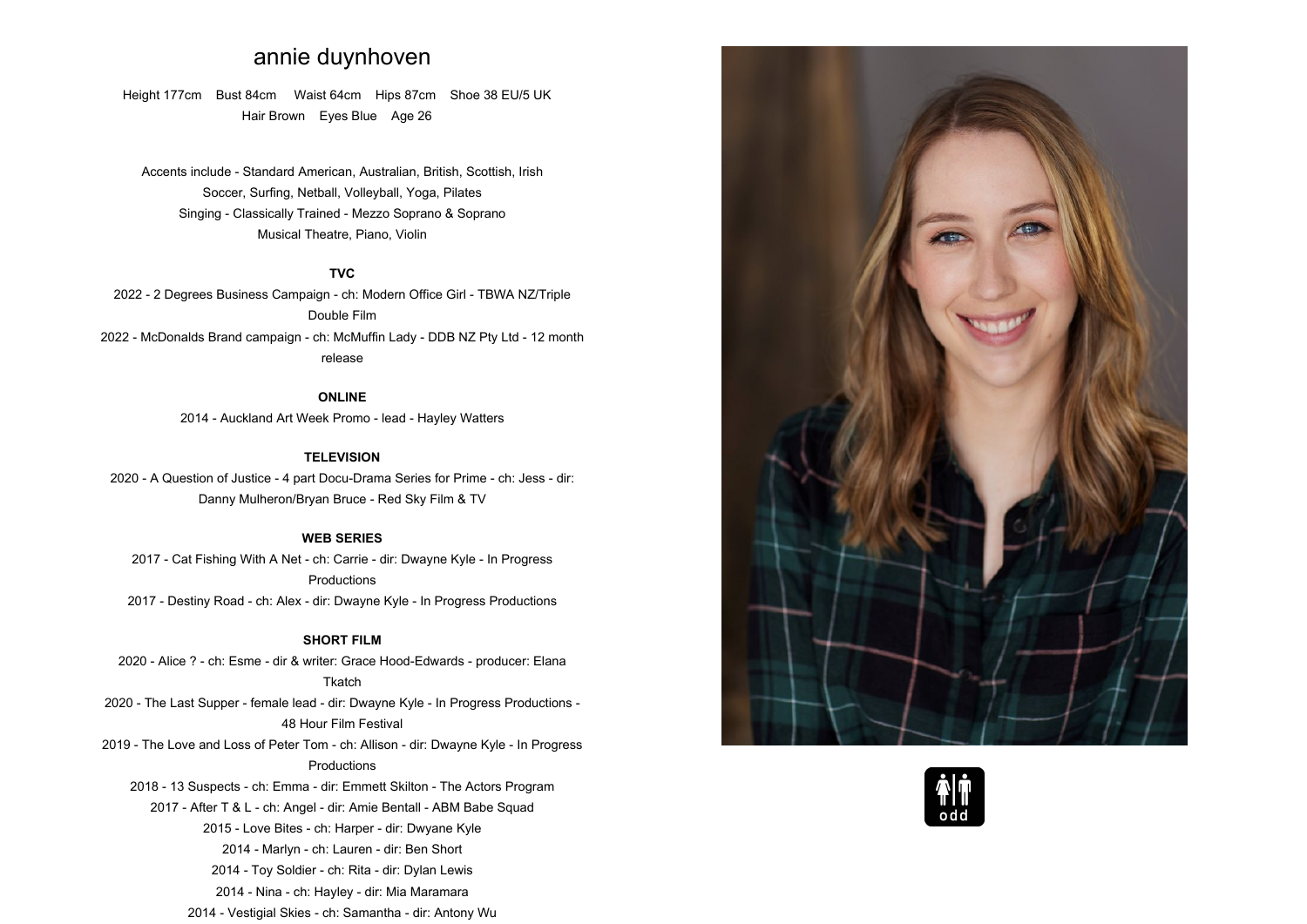# annie duynhoven

Height 177cm  Bust 84cm  Waist 64cm  Hips 87cm  Shoe 38 EU/5 UK
Hair Brown  Eyes Blue  Age 26

Accents include - Standard American, Australian, British, Scottish, Irish
Soccer, Surfing, Netball, Volleyball, Yoga, Pilates
Singing - Classically Trained - Mezzo Soprano & Soprano
Musical Theatre, Piano, Violin

**TVC**

2022 - 2 Degrees Business Campaign - ch: Modern Office Girl - TBWA NZ/Triple Double Film
2022 - McDonalds Brand campaign - ch: McMuffin Lady - DDB NZ Pty Ltd - 12 month release

**ONLINE**

2014 - Auckland Art Week Promo - lead - Hayley Watters

**TELEVISION**

2020 - A Question of Justice - 4 part Docu-Drama Series for Prime - ch: Jess - dir: Danny Mulheron/Bryan Bruce - Red Sky Film & TV

**WEB SERIES**

2017 - Cat Fishing With A Net - ch: Carrie - dir: Dwayne Kyle - In Progress Productions
2017 - Destiny Road - ch: Alex - dir: Dwayne Kyle - In Progress Productions

**SHORT FILM**

2020 - Alice ? - ch: Esme - dir & writer: Grace Hood-Edwards - producer: Elana Tkatch
2020 - The Last Supper - female lead - dir: Dwayne Kyle - In Progress Productions - 48 Hour Film Festival
2019 - The Love and Loss of Peter Tom - ch: Allison - dir: Dwayne Kyle - In Progress Productions
2018 - 13 Suspects - ch: Emma - dir: Emmett Skilton - The Actors Program
2017 - After T & L - ch: Angel - dir: Amie Bentall - ABM Babe Squad
2015 - Love Bites - ch: Harper - dir: Dwyane Kyle
2014 - Marlyn - ch: Lauren - dir: Ben Short
2014 - Toy Soldier - ch: Rita - dir: Dylan Lewis
2014 - Nina - ch: Hayley - dir: Mia Maramara
2014 - Vestigial Skies - ch: Samantha - dir: Antony Wu

odd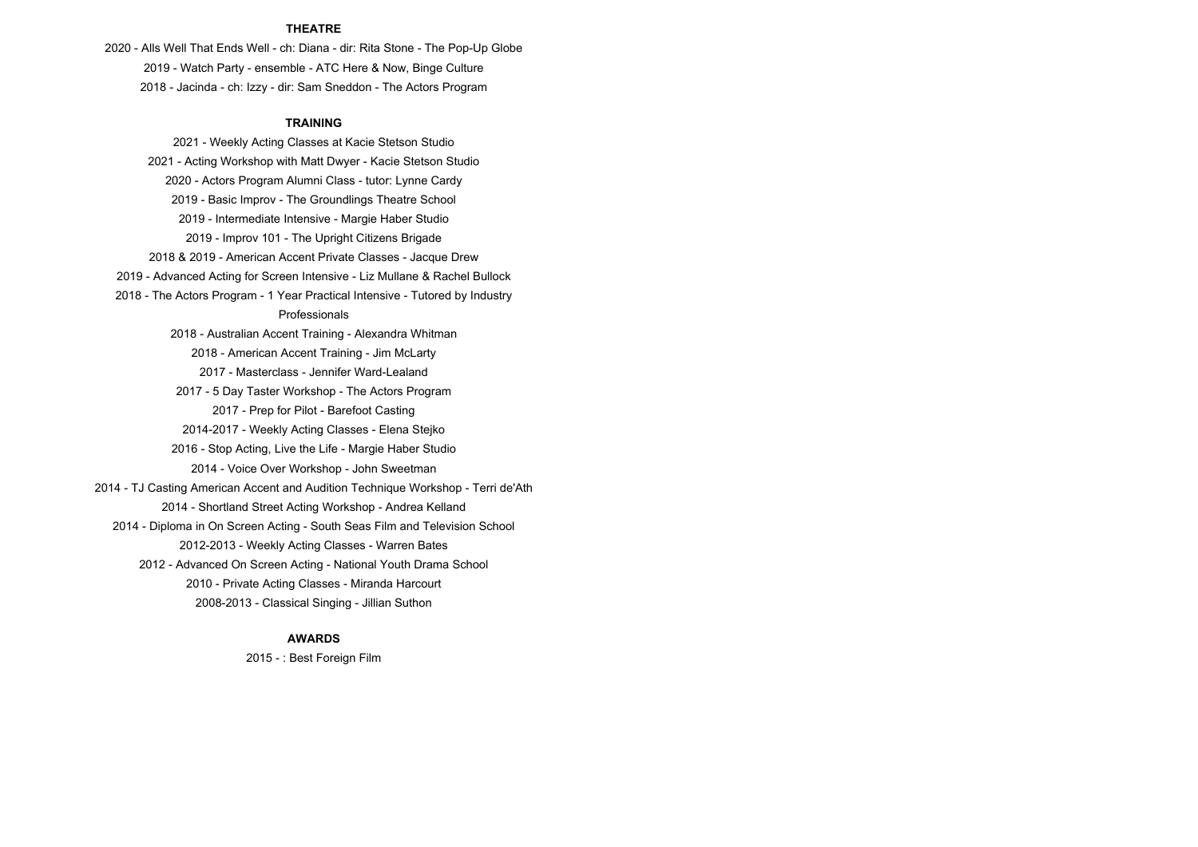## THEATRE

2020 - Alls Well That Ends Well - ch: Diana - dir: Rita Stone - The Pop-Up Globe

2019 - Watch Party - ensemble - ATC Here & Now, Binge Culture

2018 - Jacinda - ch: Izzy - dir: Sam Sneddon - The Actors Program

## TRAINING

2021 - Weekly Acting Classes at Kacie Stetson Studio

2021 - Acting Workshop with Matt Dwyer - Kacie Stetson Studio

2020 - Actors Program Alumni Class - tutor: Lynne Cardy

2019 - Basic Improv - The Groundlings Theatre School

2019 - Intermediate Intensive - Margie Haber Studio

2019 - Improv 101 - The Upright Citizens Brigade

2018 & 2019 - American Accent Private Classes - Jacque Drew

2019 - Advanced Acting for Screen Intensive - Liz Mullane & Rachel Bullock

2018 - The Actors Program - 1 Year Practical Intensive - Tutored by Industry Professionals

2018 - Australian Accent Training - Alexandra Whitman

2018 - American Accent Training - Jim McLarty

2017 - Masterclass - Jennifer Ward-Lealand

2017 - 5 Day Taster Workshop - The Actors Program

2017 - Prep for Pilot - Barefoot Casting

2014-2017 - Weekly Acting Classes - Elena Stejko

2016 - Stop Acting, Live the Life - Margie Haber Studio

2014 - Voice Over Workshop - John Sweetman

2014 - TJ Casting American Accent and Audition Technique Workshop - Terri de'Ath

2014 - Shortland Street Acting Workshop - Andrea Kelland

2014 - Diploma in On Screen Acting - South Seas Film and Television School

2012-2013 - Weekly Acting Classes - Warren Bates

2012 - Advanced On Screen Acting - National Youth Drama School

2010 - Private Acting Classes - Miranda Harcourt

2008-2013 - Classical Singing - Jillian Suthon

## AWARDS

2015 - : Best Foreign Film